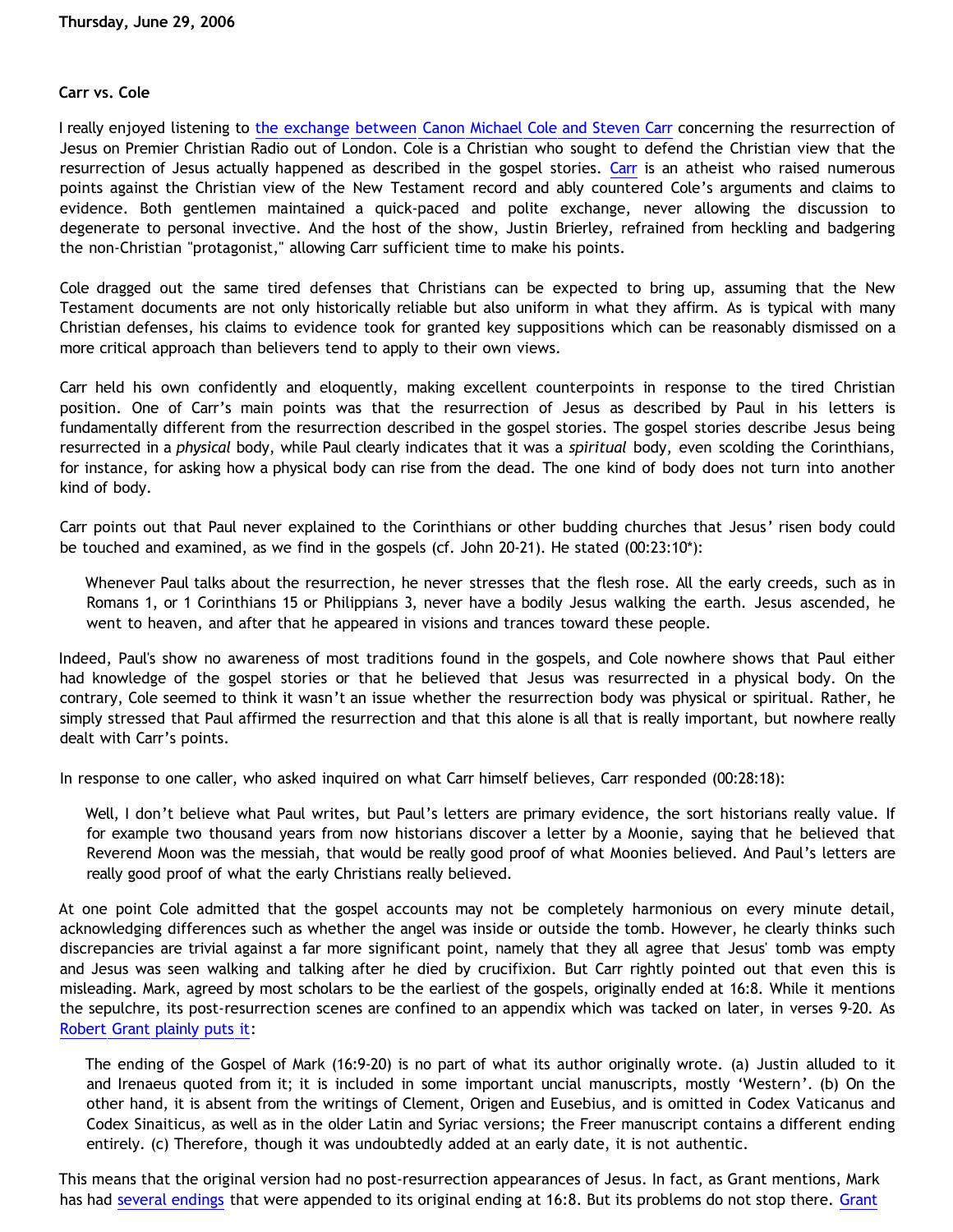Thursday, June 29, 2006

## Carr vs. Cole

I really enjoyed listening to the exchange between Canon Michael Cole and Steven Carr concerning the resurrection of Jesus on Premier Christian Radio out of London. Cole is a Christian who sought to defend the Christian view that the resurrection of Jesus actually happened as described in the gospel stories. Carr is an atheist who raised numerous points against the Christian view of the New Testament record and ably countered Cole's arguments and claims to evidence. Both gentlemen maintained a quick-paced and polite exchange, never allowing the discussion to degenerate to personal invective. And the host of the show, Justin Brierley, refrained from heckling and badgering the non-Christian "protagonist," allowing Carr sufficient time to make his points.

Cole dragged out the same tired defenses that Christians can be expected to bring up, assuming that the New Testament documents are not only historically reliable but also uniform in what they affirm. As is typical with many Christian defenses, his claims to evidence took for granted key suppositions which can be reasonably dismissed on a more critical approach than believers tend to apply to their own views.

Carr held his own confidently and eloquently, making excellent counterpoints in response to the tired Christian position. One of Carr's main points was that the resurrection of Jesus as described by Paul in his letters is fundamentally different from the resurrection described in the gospel stories. The gospel stories describe Jesus being resurrected in a *physical* body, while Paul clearly indicates that it was a *spiritual* body, even scolding the Corinthians, for instance, for asking how a physical body can rise from the dead. The one kind of body does not turn into another kind of body.

Carr points out that Paul never explained to the Corinthians or other budding churches that Jesus' risen body could be touched and examined, as we find in the gospels (cf. John 20-21). He stated (00:23:10*):

> Whenever Paul talks about the resurrection, he never stresses that the flesh rose. All the early creeds, such as in Romans 1, or 1 Corinthians 15 or Philippians 3, never have a bodily Jesus walking the earth. Jesus ascended, he went to heaven, and after that he appeared in visions and trances toward these people.

Indeed, Paul's show no awareness of most traditions found in the gospels, and Cole nowhere shows that Paul either had knowledge of the gospel stories or that he believed that Jesus was resurrected in a physical body. On the contrary, Cole seemed to think it wasn't an issue whether the resurrection body was physical or spiritual. Rather, he simply stressed that Paul affirmed the resurrection and that this alone is all that is really important, but nowhere really dealt with Carr's points.

In response to one caller, who asked inquired on what Carr himself believes, Carr responded (00:28:18):

> Well, I don't believe what Paul writes, but Paul's letters are primary evidence, the sort historians really value. If for example two thousand years from now historians discover a letter by a Moonie, saying that he believed that Reverend Moon was the messiah, that would be really good proof of what Moonies believed. And Paul's letters are really good proof of what the early Christians really believed.

At one point Cole admitted that the gospel accounts may not be completely harmonious on every minute detail, acknowledging differences such as whether the angel was inside or outside the tomb. However, he clearly thinks such discrepancies are trivial against a far more significant point, namely that they all agree that Jesus' tomb was empty and Jesus was seen walking and talking after he died by crucifixion. But Carr rightly pointed out that even this is misleading. Mark, agreed by most scholars to be the earliest of the gospels, originally ended at 16:8. While it mentions the sepulchre, its post-resurrection scenes are confined to an appendix which was tacked on later, in verses 9-20. As Robert Grant plainly puts it:

> The ending of the Gospel of Mark (16:9-20) is no part of what its author originally wrote. (a) Justin alluded to it and Irenaeus quoted from it; it is included in some important uncial manuscripts, mostly 'Western'. (b) On the other hand, it is absent from the writings of Clement, Origen and Eusebius, and is omitted in Codex Vaticanus and Codex Sinaiticus, as well as in the older Latin and Syriac versions; the Freer manuscript contains a different ending entirely. (c) Therefore, though it was undoubtedly added at an early date, it is not authentic.

This means that the original version had no post-resurrection appearances of Jesus. In fact, as Grant mentions, Mark has had several endings that were appended to its original ending at 16:8. But its problems do not stop there. Grant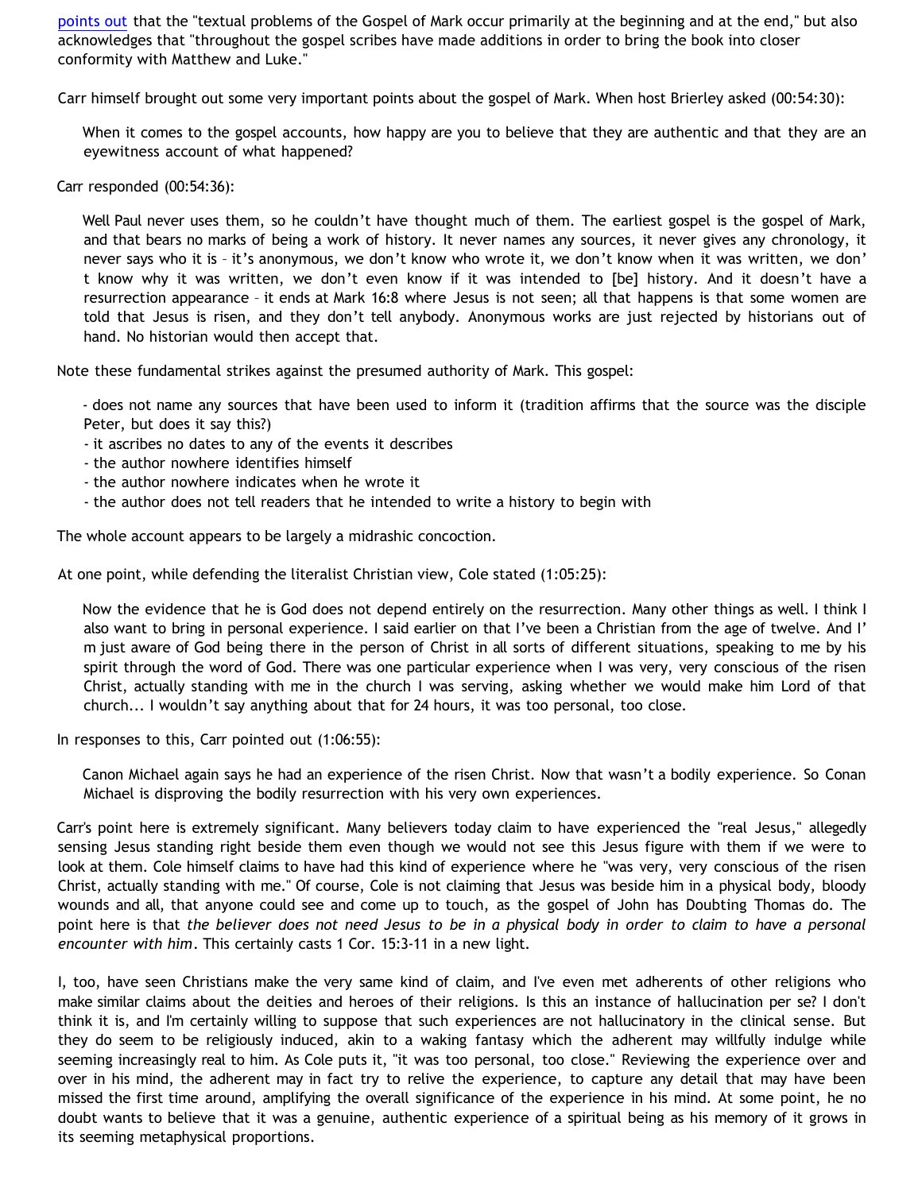points out that the "textual problems of the Gospel of Mark occur primarily at the beginning and at the end," but also acknowledges that "throughout the gospel scribes have made additions in order to bring the book into closer conformity with Matthew and Luke."

Carr himself brought out some very important points about the gospel of Mark. When host Brierley asked (00:54:30):

> When it comes to the gospel accounts, how happy are you to believe that they are authentic and that they are an eyewitness account of what happened?

Carr responded (00:54:36):

> Well Paul never uses them, so he couldn't have thought much of them. The earliest gospel is the gospel of Mark, and that bears no marks of being a work of history. It never names any sources, it never gives any chronology, it never says who it is – it's anonymous, we don't know who wrote it, we don't know when it was written, we don't know why it was written, we don't even know if it was intended to [be] history. And it doesn't have a resurrection appearance – it ends at Mark 16:8 where Jesus is not seen; all that happens is that some women are told that Jesus is risen, and they don't tell anybody. Anonymous works are just rejected by historians out of hand. No historian would then accept that.

Note these fundamental strikes against the presumed authority of Mark. This gospel:

> - does not name any sources that have been used to inform it (tradition affirms that the source was the disciple Peter, but does it say this?)
> - it ascribes no dates to any of the events it describes
> - the author nowhere identifies himself
> - the author nowhere indicates when he wrote it
> - the author does not tell readers that he intended to write a history to begin with

The whole account appears to be largely a midrashic concoction.

At one point, while defending the literalist Christian view, Cole stated (1:05:25):

> Now the evidence that he is God does not depend entirely on the resurrection. Many other things as well. I think I also want to bring in personal experience. I said earlier on that I've been a Christian from the age of twelve. And I'm just aware of God being there in the person of Christ in all sorts of different situations, speaking to me by his spirit through the word of God. There was one particular experience when I was very, very conscious of the risen Christ, actually standing with me in the church I was serving, asking whether we would make him Lord of that church... I wouldn't say anything about that for 24 hours, it was too personal, too close.

In responses to this, Carr pointed out (1:06:55):

> Canon Michael again says he had an experience of the risen Christ. Now that wasn't a bodily experience. So Conan Michael is disproving the bodily resurrection with his very own experiences.

Carr's point here is extremely significant. Many believers today claim to have experienced the "real Jesus," allegedly sensing Jesus standing right beside them even though we would not see this Jesus figure with them if we were to look at them. Cole himself claims to have had this kind of experience where he "was very, very conscious of the risen Christ, actually standing with me." Of course, Cole is not claiming that Jesus was beside him in a physical body, bloody wounds and all, that anyone could see and come up to touch, as the gospel of John has Doubting Thomas do. The point here is that *the believer does not need Jesus to be in a physical body in order to claim to have a personal encounter with him*. This certainly casts 1 Cor. 15:3-11 in a new light.

I, too, have seen Christians make the very same kind of claim, and I've even met adherents of other religions who make similar claims about the deities and heroes of their religions. Is this an instance of hallucination per se? I don't think it is, and I'm certainly willing to suppose that such experiences are not hallucinatory in the clinical sense. But they do seem to be religiously induced, akin to a waking fantasy which the adherent may willfully indulge while seeming increasingly real to him. As Cole puts it, "it was too personal, too close." Reviewing the experience over and over in his mind, the adherent may in fact try to relive the experience, to capture any detail that may have been missed the first time around, amplifying the overall significance of the experience in his mind. At some point, he no doubt wants to believe that it was a genuine, authentic experience of a spiritual being as his memory of it grows in its seeming metaphysical proportions.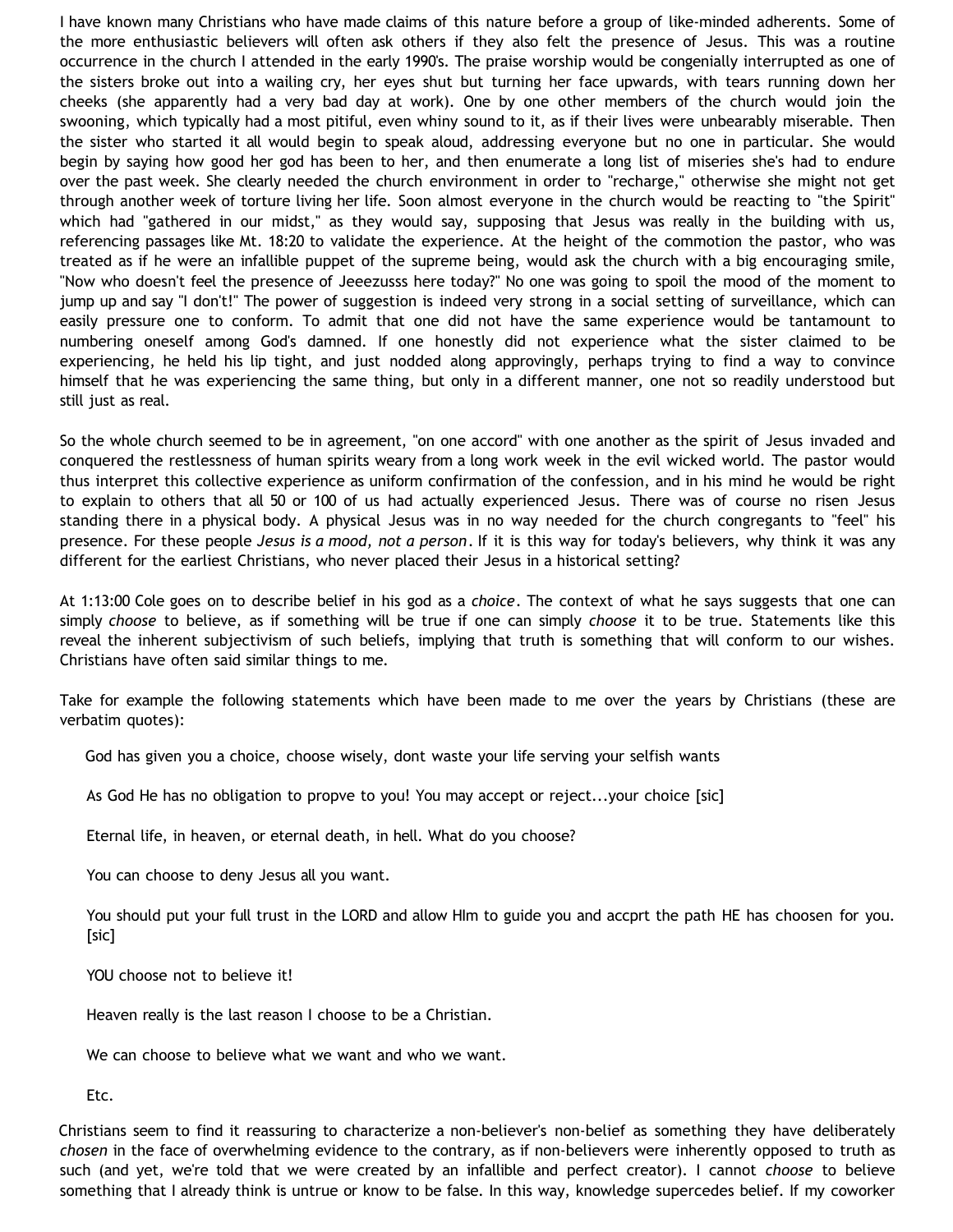I have known many Christians who have made claims of this nature before a group of like-minded adherents. Some of the more enthusiastic believers will often ask others if they also felt the presence of Jesus. This was a routine occurrence in the church I attended in the early 1990's. The praise worship would be congenially interrupted as one of the sisters broke out into a wailing cry, her eyes shut but turning her face upwards, with tears running down her cheeks (she apparently had a very bad day at work). One by one other members of the church would join the swooning, which typically had a most pitiful, even whiny sound to it, as if their lives were unbearably miserable. Then the sister who started it all would begin to speak aloud, addressing everyone but no one in particular. She would begin by saying how good her god has been to her, and then enumerate a long list of miseries she's had to endure over the past week. She clearly needed the church environment in order to "recharge," otherwise she might not get through another week of torture living her life. Soon almost everyone in the church would be reacting to "the Spirit" which had "gathered in our midst," as they would say, supposing that Jesus was really in the building with us, referencing passages like Mt. 18:20 to validate the experience. At the height of the commotion the pastor, who was treated as if he were an infallible puppet of the supreme being, would ask the church with a big encouraging smile, "Now who doesn't feel the presence of Jeeezusss here today?" No one was going to spoil the mood of the moment to jump up and say "I don't!" The power of suggestion is indeed very strong in a social setting of surveillance, which can easily pressure one to conform. To admit that one did not have the same experience would be tantamount to numbering oneself among God's damned. If one honestly did not experience what the sister claimed to be experiencing, he held his lip tight, and just nodded along approvingly, perhaps trying to find a way to convince himself that he was experiencing the same thing, but only in a different manner, one not so readily understood but still just as real.

So the whole church seemed to be in agreement, "on one accord" with one another as the spirit of Jesus invaded and conquered the restlessness of human spirits weary from a long work week in the evil wicked world. The pastor would thus interpret this collective experience as uniform confirmation of the confession, and in his mind he would be right to explain to others that all 50 or 100 of us had actually experienced Jesus. There was of course no risen Jesus standing there in a physical body. A physical Jesus was in no way needed for the church congregants to "feel" his presence. For these people *Jesus is a mood, not a person*. If it is this way for today's believers, why think it was any different for the earliest Christians, who never placed their Jesus in a historical setting?

At 1:13:00 Cole goes on to describe belief in his god as a *choice*. The context of what he says suggests that one can simply *choose* to believe, as if something will be true if one can simply *choose* it to be true. Statements like this reveal the inherent subjectivism of such beliefs, implying that truth is something that will conform to our wishes. Christians have often said similar things to me.

Take for example the following statements which have been made to me over the years by Christians (these are verbatim quotes):

> God has given you a choice, choose wisely, dont waste your life serving your selfish wants
>
> As God He has no obligation to propve to you! You may accept or reject...your choice [sic]
>
> Eternal life, in heaven, or eternal death, in hell. What do you choose?
>
> You can choose to deny Jesus all you want.
>
> You should put your full trust in the LORD and allow HIm to guide you and accprt the path HE has choosen for you. [sic]
>
> YOU choose not to believe it!
>
> Heaven really is the last reason I choose to be a Christian.
>
> We can choose to believe what we want and who we want.
>
> Etc.

Christians seem to find it reassuring to characterize a non-believer's non-belief as something they have deliberately *chosen* in the face of overwhelming evidence to the contrary, as if non-believers were inherently opposed to truth as such (and yet, we're told that we were created by an infallible and perfect creator). I cannot *choose* to believe something that I already think is untrue or know to be false. In this way, knowledge supercedes belief. If my coworker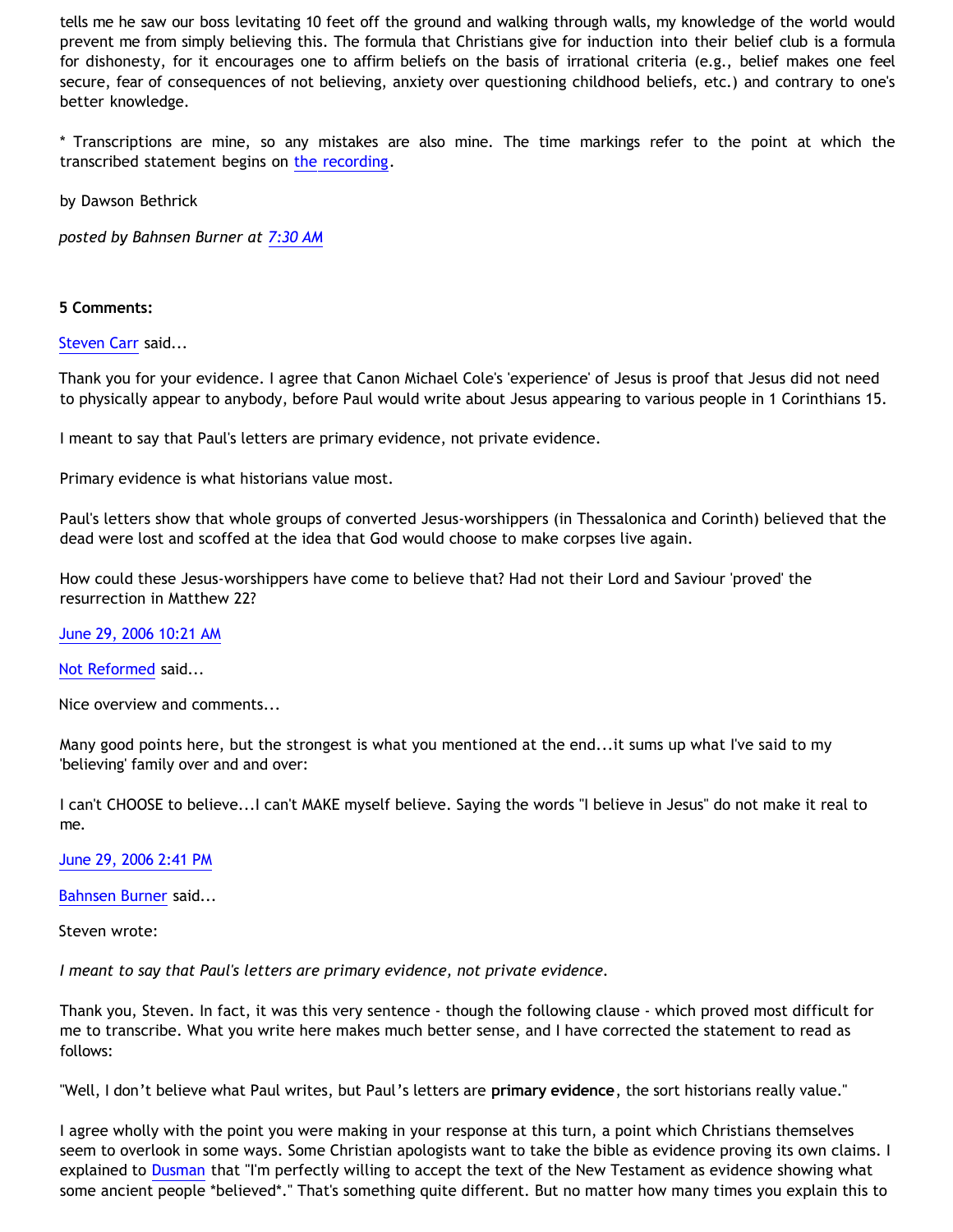tells me he saw our boss levitating 10 feet off the ground and walking through walls, my knowledge of the world would prevent me from simply believing this. The formula that Christians give for induction into their belief club is a formula for dishonesty, for it encourages one to affirm beliefs on the basis of irrational criteria (e.g., belief makes one feel secure, fear of consequences of not believing, anxiety over questioning childhood beliefs, etc.) and contrary to one's better knowledge.

* Transcriptions are mine, so any mistakes are also mine. The time markings refer to the point at which the transcribed statement begins on the recording.

by Dawson Bethrick

*posted by Bahnsen Burner at 7:30 AM*

**5 Comments:**

Steven Carr said...

Thank you for your evidence. I agree that Canon Michael Cole's 'experience' of Jesus is proof that Jesus did not need to physically appear to anybody, before Paul would write about Jesus appearing to various people in 1 Corinthians 15.

I meant to say that Paul's letters are primary evidence, not private evidence.

Primary evidence is what historians value most.

Paul's letters show that whole groups of converted Jesus-worshippers (in Thessalonica and Corinth) believed that the dead were lost and scoffed at the idea that God would choose to make corpses live again.

How could these Jesus-worshippers have come to believe that? Had not their Lord and Saviour 'proved' the resurrection in Matthew 22?

June 29, 2006 10:21 AM

Not Reformed said...

Nice overview and comments...

Many good points here, but the strongest is what you mentioned at the end...it sums up what I've said to my 'believing' family over and and over:

I can't CHOOSE to believe...I can't MAKE myself believe. Saying the words "I believe in Jesus" do not make it real to me.

June 29, 2006 2:41 PM

Bahnsen Burner said...

Steven wrote:

*I meant to say that Paul's letters are primary evidence, not private evidence.*

Thank you, Steven. In fact, it was this very sentence - though the following clause - which proved most difficult for me to transcribe. What you write here makes much better sense, and I have corrected the statement to read as follows:

"Well, I don't believe what Paul writes, but Paul's letters are **primary evidence**, the sort historians really value."

I agree wholly with the point you were making in your response at this turn, a point which Christians themselves seem to overlook in some ways. Some Christian apologists want to take the bible as evidence proving its own claims. I explained to Dusman that "I'm perfectly willing to accept the text of the New Testament as evidence showing what some ancient people *believed*." That's something quite different. But no matter how many times you explain this to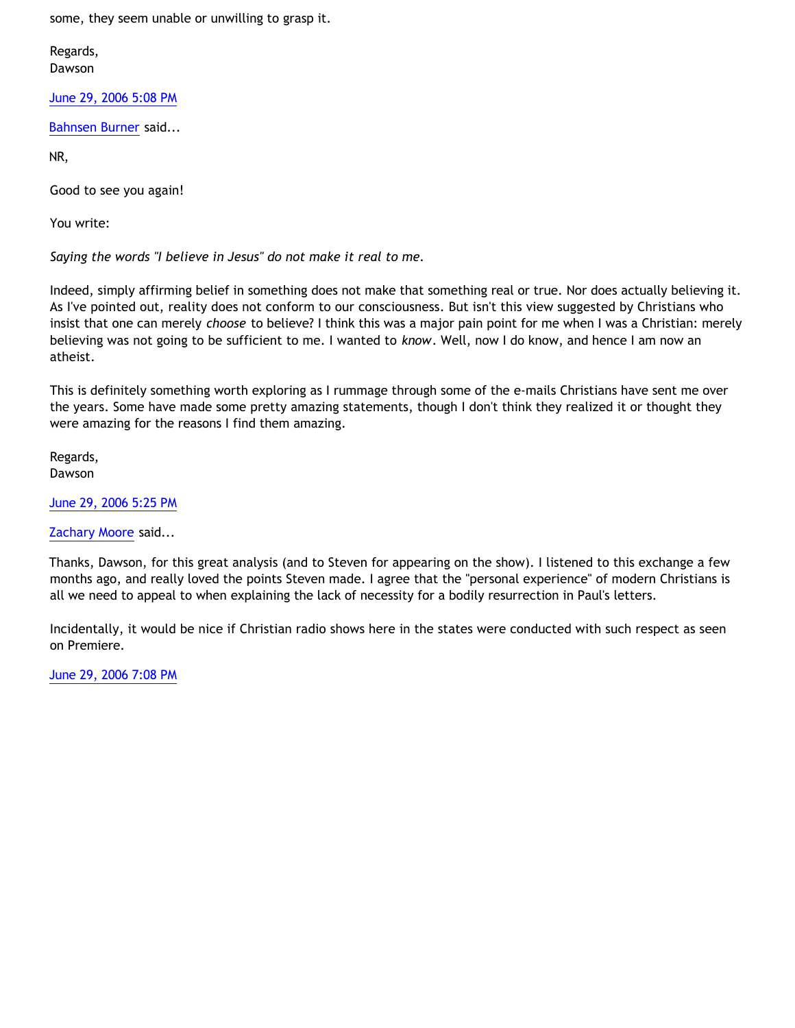some, they seem unable or unwilling to grasp it.

Regards,
Dawson

June 29, 2006 5:08 PM

Bahnsen Burner said...

NR,

Good to see you again!

You write:

*Saying the words "I believe in Jesus" do not make it real to me.*

Indeed, simply affirming belief in something does not make that something real or true. Nor does actually believing it. As I've pointed out, reality does not conform to our consciousness. But isn't this view suggested by Christians who insist that one can merely *choose* to believe? I think this was a major pain point for me when I was a Christian: merely believing was not going to be sufficient to me. I wanted to *know*. Well, now I do know, and hence I am now an atheist.

This is definitely something worth exploring as I rummage through some of the e-mails Christians have sent me over the years. Some have made some pretty amazing statements, though I don't think they realized it or thought they were amazing for the reasons I find them amazing.

Regards,
Dawson

June 29, 2006 5:25 PM

Zachary Moore said...

Thanks, Dawson, for this great analysis (and to Steven for appearing on the show). I listened to this exchange a few months ago, and really loved the points Steven made. I agree that the "personal experience" of modern Christians is all we need to appeal to when explaining the lack of necessity for a bodily resurrection in Paul's letters.

Incidentally, it would be nice if Christian radio shows here in the states were conducted with such respect as seen on Premiere.

June 29, 2006 7:08 PM